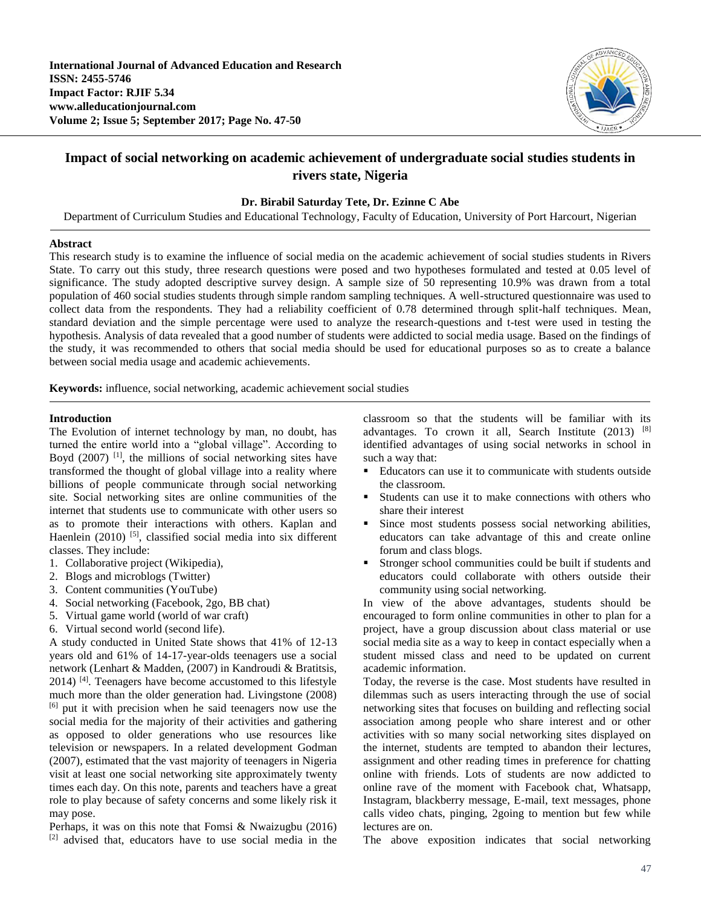# Impact of social networking on academic achievement of undergraduate social studies students in rivers state, Nigeria

**Dr. Birabil Saturday Tete, Dr. Ezinne C Abe**

Department of Curriculum Studies and Educational Technology, Faculty of Education, University of Port Harcourt, Nigerian

## Abstract

This research study is to examine the influence of social media on the academic achievement of social studies students in Rivers State. To carry out this study, three research questions were posed and two hypotheses formulated and tested at 0.05 level of significance. The study adopted descriptive survey design. A sample size of 50 representing 10.9% was drawn from a total population of 460 social studies students through simple random sampling techniques. A well-structured questionnaire was used to collect data from the respondents. They had a reliability coefficient of 0.78 determined through split-half techniques. Mean, standard deviation and the simple percentage were used to analyze the research-questions and t-test were used in testing the hypothesis. Analysis of data revealed that a good number of students were addicted to social media usage. Based on the findings of the study, it was recommended to others that social media should be used for educational purposes so as to create a balance between social media usage and academic achievements.

**Keywords:** influence, social networking, academic achievement social studies

## Introduction

The Evolution of internet technology by man, no doubt, has turned the entire world into a "global village". According to Boyd (2007) [1], the millions of social networking sites have transformed the thought of global village into a reality where billions of people communicate through social networking site. Social networking sites are online communities of the internet that students use to communicate with other users so as to promote their interactions with others. Kaplan and Haenlein (2010) [5], classified social media into six different classes. They include:

1. Collaborative project (Wikipedia),
2. Blogs and microblogs (Twitter)
3. Content communities (YouTube)
4. Social networking (Facebook, 2go, BB chat)
5. Virtual game world (world of war craft)
6. Virtual second world (second life).

A study conducted in United State shows that 41% of 12-13 years old and 61% of 14-17-year-olds teenagers use a social network (Lenhart & Madden, (2007) in Kandroudi & Bratitsis, 2014) [4]. Teenagers have become accustomed to this lifestyle much more than the older generation had. Livingstone (2008) [6] put it with precision when he said teenagers now use the social media for the majority of their activities and gathering as opposed to older generations who use resources like television or newspapers. In a related development Godman (2007), estimated that the vast majority of teenagers in Nigeria visit at least one social networking site approximately twenty times each day. On this note, parents and teachers have a great role to play because of safety concerns and some likely risk it may pose.

Perhaps, it was on this note that Fomsi & Nwaizugbu (2016) [2] advised that, educators have to use social media in the classroom so that the students will be familiar with its advantages. To crown it all, Search Institute (2013) [8] identified advantages of using social networks in school in such a way that:

- Educators can use it to communicate with students outside the classroom.
- Students can use it to make connections with others who share their interest
- Since most students possess social networking abilities, educators can take advantage of this and create online forum and class blogs.
- Stronger school communities could be built if students and educators could collaborate with others outside their community using social networking.

In view of the above advantages, students should be encouraged to form online communities in other to plan for a project, have a group discussion about class material or use social media site as a way to keep in contact especially when a student missed class and need to be updated on current academic information.

Today, the reverse is the case. Most students have resulted in dilemmas such as users interacting through the use of social networking sites that focuses on building and reflecting social association among people who share interest and or other activities with so many social networking sites displayed on the internet, students are tempted to abandon their lectures, assignment and other reading times in preference for chatting online with friends. Lots of students are now addicted to online rave of the moment with Facebook chat, Whatsapp, Instagram, blackberry message, E-mail, text messages, phone calls video chats, pinging, 2going to mention but few while lectures are on.

The above exposition indicates that social networking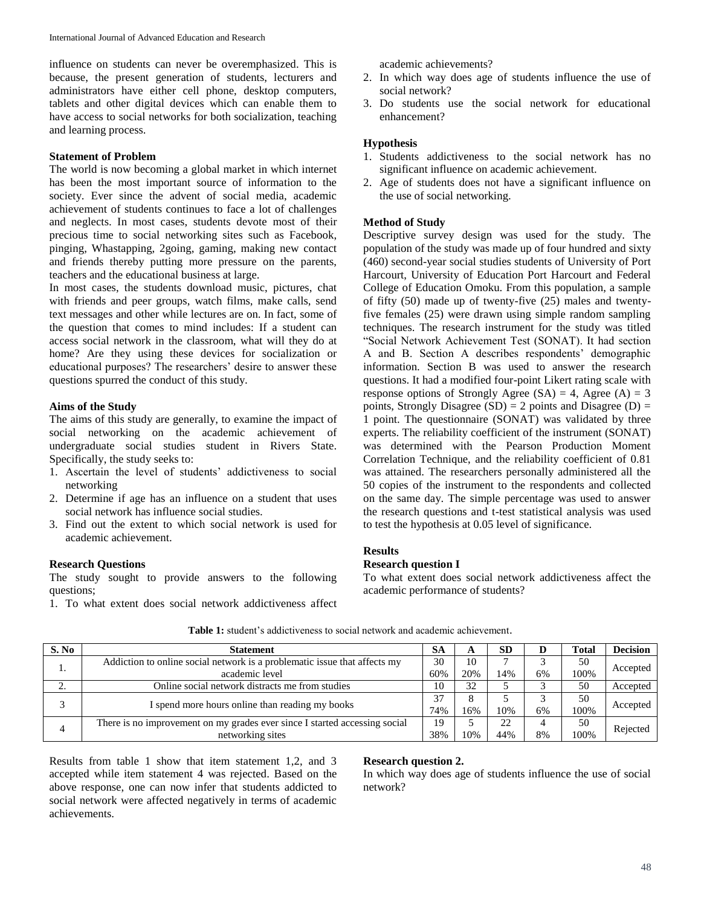influence on students can never be overemphasized. This is because, the present generation of students, lecturers and administrators have either cell phone, desktop computers, tablets and other digital devices which can enable them to have access to social networks for both socialization, teaching and learning process.

**Statement of Problem**

The world is now becoming a global market in which internet has been the most important source of information to the society. Ever since the advent of social media, academic achievement of students continues to face a lot of challenges and neglects. In most cases, students devote most of their precious time to social networking sites such as Facebook, pinging, Whastapping, 2going, gaming, making new contact and friends thereby putting more pressure on the parents, teachers and the educational business at large.

In most cases, the students download music, pictures, chat with friends and peer groups, watch films, make calls, send text messages and other while lectures are on. In fact, some of the question that comes to mind includes: If a student can access social network in the classroom, what will they do at home? Are they using these devices for socialization or educational purposes? The researchers' desire to answer these questions spurred the conduct of this study.

**Aims of the Study**

The aims of this study are generally, to examine the impact of social networking on the academic achievement of undergraduate social studies student in Rivers State. Specifically, the study seeks to:

1. Ascertain the level of students' addictiveness to social networking
2. Determine if age has an influence on a student that uses social network has influence social studies.
3. Find out the extent to which social network is used for academic achievement.

**Research Questions**

The study sought to provide answers to the following questions;

1. To what extent does social network addictiveness affect academic achievements?
2. In which way does age of students influence the use of social network?
3. Do students use the social network for educational enhancement?

**Hypothesis**

1. Students addictiveness to the social network has no significant influence on academic achievement.
2. Age of students does not have a significant influence on the use of social networking.

**Method of Study**

Descriptive survey design was used for the study. The population of the study was made up of four hundred and sixty (460) second-year social studies students of University of Port Harcourt, University of Education Port Harcourt and Federal College of Education Omoku. From this population, a sample of fifty (50) made up of twenty-five (25) males and twenty-five females (25) were drawn using simple random sampling techniques. The research instrument for the study was titled "Social Network Achievement Test (SONAT). It had section A and B. Section A describes respondents' demographic information. Section B was used to answer the research questions. It had a modified four-point Likert rating scale with response options of Strongly Agree (SA) = 4, Agree (A) = 3 points, Strongly Disagree (SD) = 2 points and Disagree (D) = 1 point. The questionnaire (SONAT) was validated by three experts. The reliability coefficient of the instrument (SONAT) was determined with the Pearson Production Moment Correlation Technique, and the reliability coefficient of 0.81 was attained. The researchers personally administered all the 50 copies of the instrument to the respondents and collected on the same day. The simple percentage was used to answer the research questions and t-test statistical analysis was used to test the hypothesis at 0.05 level of significance.

**Results**

**Research question I**

To what extent does social network addictiveness affect the academic performance of students?

**Table 1:** student's addictiveness to social network and academic achievement.

| S. No | Statement | SA | A | SD | D | Total | Decision |
|---|---|---|---|---|---|---|---|
| 1. | Addiction to online social network is a problematic issue that affects my academic level | 30<br>60% | 10<br>20% | 7<br>14% | 3<br>6% | 50<br>100% | Accepted |
| 2. | Online social network distracts me from studies | 10 | 32 | 5 | 3 | 50 | Accepted |
| 3 | I spend more hours online than reading my books | 37<br>74% | 8<br>16% | 5<br>10% | 3<br>6% | 50<br>100% | Accepted |
| 4 | There is no improvement on my grades ever since I started accessing social networking sites | 19<br>38% | 5<br>10% | 22<br>44% | 4<br>8% | 50<br>100% | Rejected |

Results from table 1 show that item statement 1,2, and 3 accepted while item statement 4 was rejected. Based on the above response, one can now infer that students addicted to social network were affected negatively in terms of academic achievements.

**Research question 2.**

In which way does age of students influence the use of social network?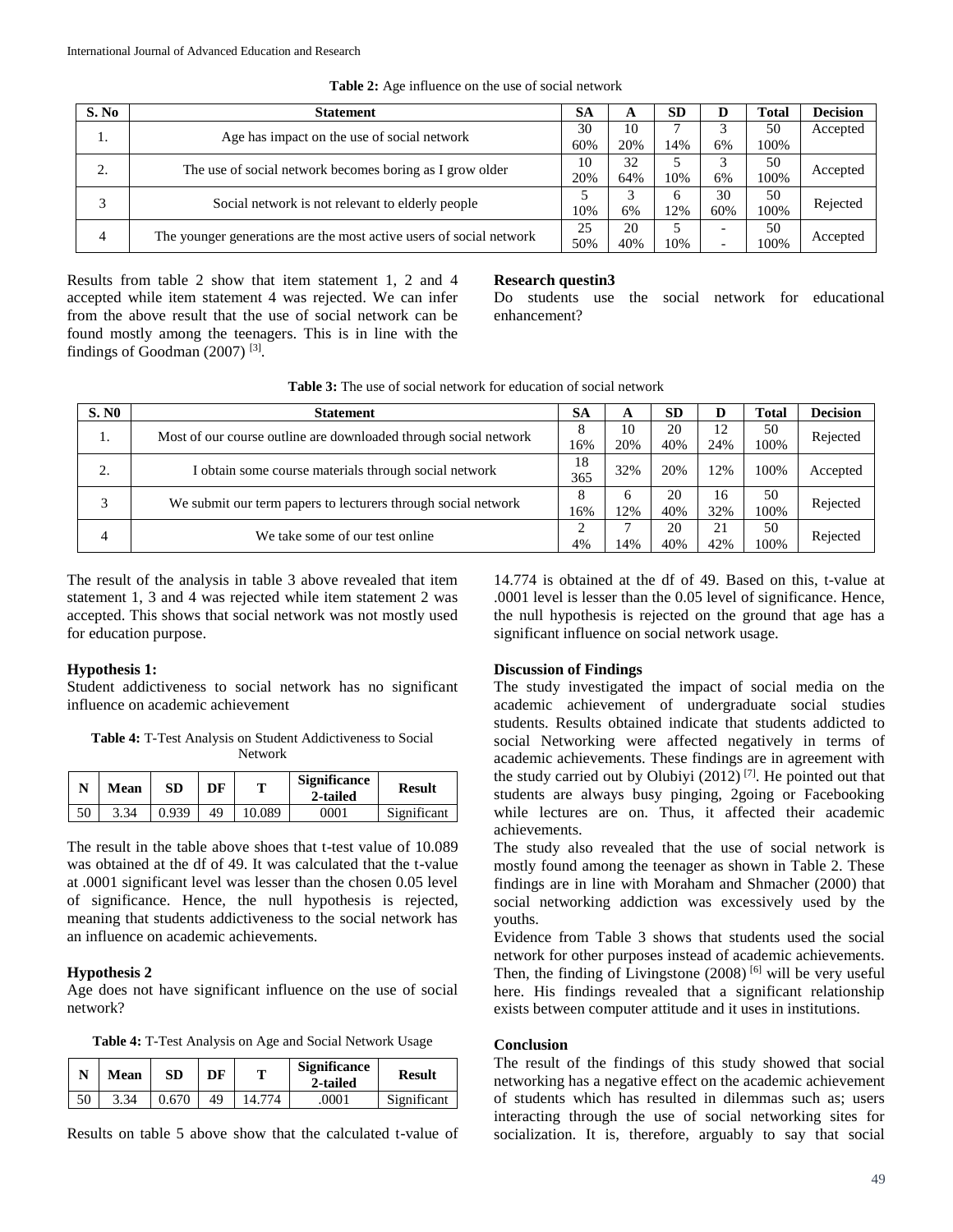**Table 2:** Age influence on the use of social network

| S. No | Statement | SA | A | SD | D | Total | Decision |
|---|---|---|---|---|---|---|---|
| 1. | Age has impact on the use of social network | 30<br>60% | 10<br>20% | 7<br>14% | 3<br>6% | 50<br>100% | Accepted |
| 2. | The use of social network becomes boring as I grow older | 10<br>20% | 32<br>64% | 5<br>10% | 3<br>6% | 50<br>100% | Accepted |
| 3 | Social network is not relevant to elderly people | 5<br>10% | 3<br>6% | 6<br>12% | 30<br>60% | 50<br>100% | Rejected |
| 4 | The younger generations are the most active users of social network | 25<br>50% | 20<br>40% | 5<br>10% | -<br>- | 50<br>100% | Accepted |

Results from table 2 show that item statement 1, 2 and 4 accepted while item statement 4 was rejected. We can infer from the above result that the use of social network can be found mostly among the teenagers. This is in line with the findings of Goodman (2007) [3].

**Research questin3**

Do students use the social network for educational enhancement?

**Table 3:** The use of social network for education of social network

| S. N0 | Statement | SA | A | SD | D | Total | Decision |
|---|---|---|---|---|---|---|---|
| 1. | Most of our course outline are downloaded through social network | 8<br>16% | 10<br>20% | 20<br>40% | 12<br>24% | 50<br>100% | Rejected |
| 2. | I obtain some course materials through social network | 18<br>365 | 32% | 20% | 12% | 100% | Accepted |
| 3 | We submit our term papers to lecturers through social network | 8<br>16% | 6<br>12% | 20<br>40% | 16<br>32% | 50<br>100% | Rejected |
| 4 | We take some of our test online | 2<br>4% | 7<br>14% | 20<br>40% | 21<br>42% | 50<br>100% | Rejected |

The result of the analysis in table 3 above revealed that item statement 1, 3 and 4 was rejected while item statement 2 was accepted. This shows that social network was not mostly used for education purpose.

**Hypothesis 1:**

Student addictiveness to social network has no significant influence on academic achievement

**Table 4:** T-Test Analysis on Student Addictiveness to Social Network

| N | Mean | SD | DF | T | Significance 2-tailed | Result |
|---|---|---|---|---|---|---|
| 50 | 3.34 | 0.939 | 49 | 10.089 | 0001 | Significant |

The result in the table above shoes that t-test value of 10.089 was obtained at the df of 49. It was calculated that the t-value at .0001 significant level was lesser than the chosen 0.05 level of significance. Hence, the null hypothesis is rejected, meaning that students addictiveness to the social network has an influence on academic achievements.

**Hypothesis 2**

Age does not have significant influence on the use of social network?

**Table 4:** T-Test Analysis on Age and Social Network Usage

| N | Mean | SD | DF | T | Significance 2-tailed | Result |
|---|---|---|---|---|---|---|
| 50 | 3.34 | 0.670 | 49 | 14.774 | .0001 | Significant |

Results on table 5 above show that the calculated t-value of 14.774 is obtained at the df of 49. Based on this, t-value at .0001 level is lesser than the 0.05 level of significance. Hence, the null hypothesis is rejected on the ground that age has a significant influence on social network usage.

**Discussion of Findings**

The study investigated the impact of social media on the academic achievement of undergraduate social studies students. Results obtained indicate that students addicted to social Networking were affected negatively in terms of academic achievements. These findings are in agreement with the study carried out by Olubiyi (2012) [7]. He pointed out that students are always busy pinging, 2going or Facebooking while lectures are on. Thus, it affected their academic achievements.

The study also revealed that the use of social network is mostly found among the teenager as shown in Table 2. These findings are in line with Moraham and Shmacher (2000) that social networking addiction was excessively used by the youths.

Evidence from Table 3 shows that students used the social network for other purposes instead of academic achievements. Then, the finding of Livingstone (2008) [6] will be very useful here. His findings revealed that a significant relationship exists between computer attitude and it uses in institutions.

**Conclusion**

The result of the findings of this study showed that social networking has a negative effect on the academic achievement of students which has resulted in dilemmas such as; users interacting through the use of social networking sites for socialization. It is, therefore, arguably to say that social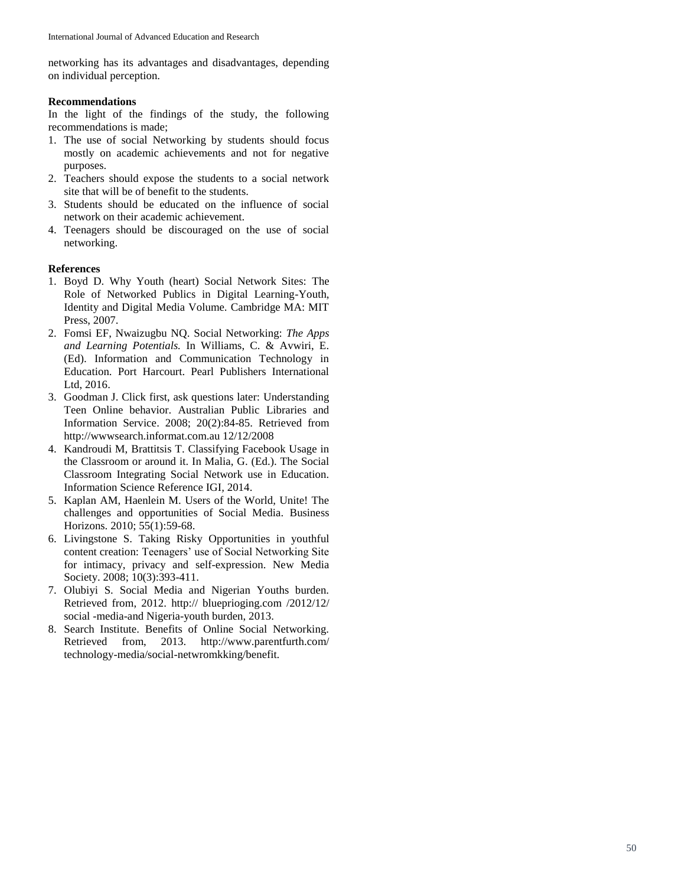networking has its advantages and disadvantages, depending on individual perception.

## Recommendations

In the light of the findings of the study, the following recommendations is made;

1. The use of social Networking by students should focus mostly on academic achievements and not for negative purposes.
2. Teachers should expose the students to a social network site that will be of benefit to the students.
3. Students should be educated on the influence of social network on their academic achievement.
4. Teenagers should be discouraged on the use of social networking.

## References

1. Boyd D. Why Youth (heart) Social Network Sites: The Role of Networked Publics in Digital Learning-Youth, Identity and Digital Media Volume. Cambridge MA: MIT Press, 2007.
2. Fomsi EF, Nwaizugbu NQ. Social Networking: *The Apps and Learning Potentials.* In Williams, C. & Avwiri, E. (Ed). Information and Communication Technology in Education. Port Harcourt. Pearl Publishers International Ltd, 2016.
3. Goodman J. Click first, ask questions later: Understanding Teen Online behavior. Australian Public Libraries and Information Service. 2008; 20(2):84-85. Retrieved from http://wwwsearch.informat.com.au 12/12/2008
4. Kandroudi M, Brattitsis T. Classifying Facebook Usage in the Classroom or around it. In Malia, G. (Ed.). The Social Classroom Integrating Social Network use in Education. Information Science Reference IGI, 2014.
5. Kaplan AM, Haenlein M. Users of the World, Unite! The challenges and opportunities of Social Media. Business Horizons. 2010; 55(1):59-68.
6. Livingstone S. Taking Risky Opportunities in youthful content creation: Teenagers' use of Social Networking Site for intimacy, privacy and self-expression. New Media Society. 2008; 10(3):393-411.
7. Olubiyi S. Social Media and Nigerian Youths burden. Retrieved from, 2012. http:// blueprioging.com /2012/12/ social -media-and Nigeria-youth burden, 2013.
8. Search Institute. Benefits of Online Social Networking. Retrieved from, 2013. http://www.parentfurth.com/ technology-media/social-netwromkking/benefit.